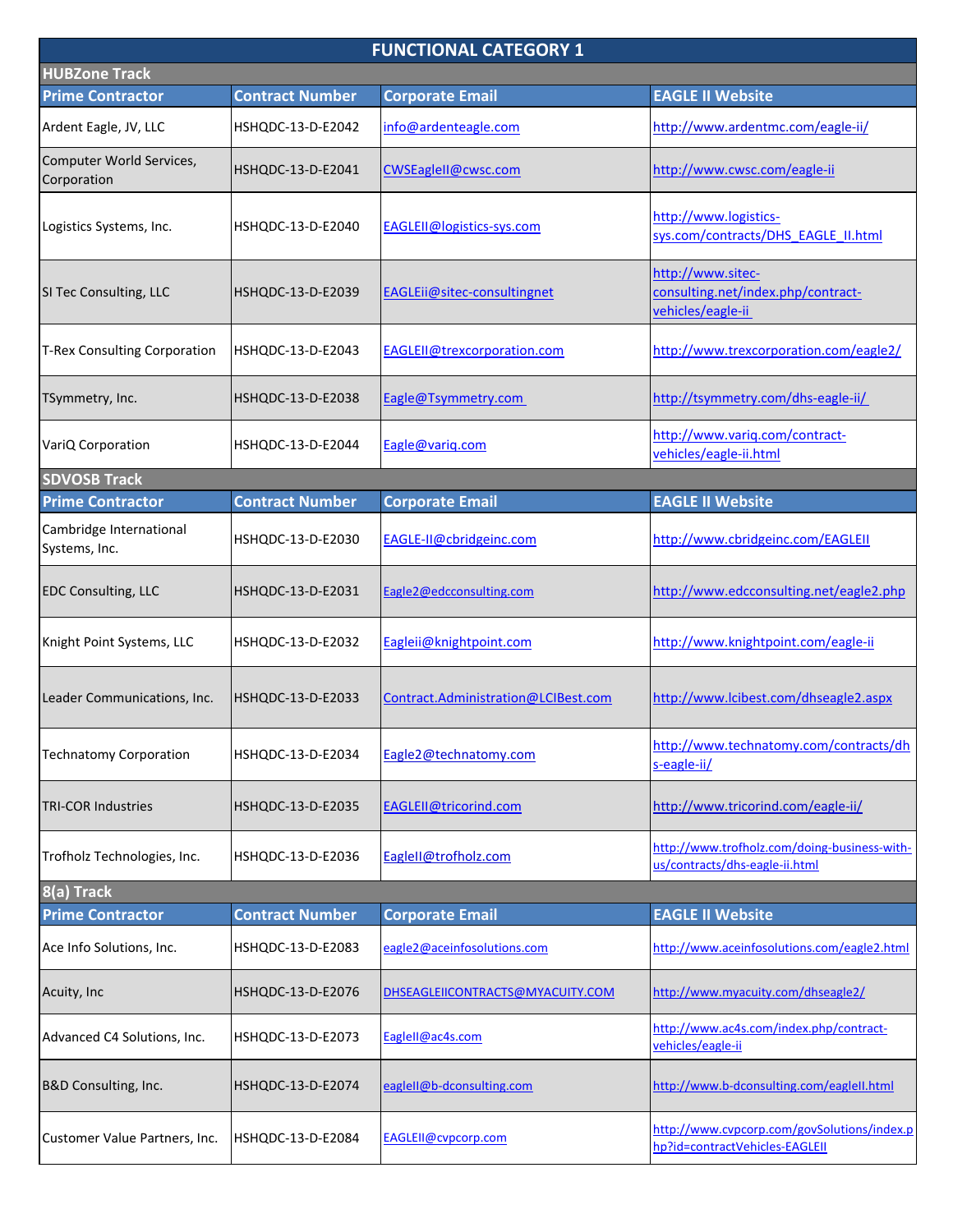# FUNCTIONAL CATEGORY 1

## HUBZone Track

| Prime Contractor | Contract Number | Corporate Email | EAGLE II Website |
|---|---|---|---|
| Ardent Eagle, JV, LLC | HSHQDC-13-D-E2042 | info@ardenteagle.com | http://www.ardentmc.com/eagle-ii/ |
| Computer World Services, Corporation | HSHQDC-13-D-E2041 | CWSEagleII@cwsc.com | http://www.cwsc.com/eagle-ii |
| Logistics Systems, Inc. | HSHQDC-13-D-E2040 | EAGLEII@logistics-sys.com | http://www.logistics-sys.com/contracts/DHS_EAGLE_II.html |
| SI Tec Consulting, LLC | HSHQDC-13-D-E2039 | EAGLEii@sitec-consultingnet | http://www.sitec-consulting.net/index.php/contract-vehicles/eagle-ii |
| T-Rex Consulting Corporation | HSHQDC-13-D-E2043 | EAGLEII@trexcorporation.com | http://www.trexcorporation.com/eagle2/ |
| TSymmetry, Inc. | HSHQDC-13-D-E2038 | Eagle@Tsymmetry.com | http://tsymmetry.com/dhs-eagle-ii/ |
| VariQ Corporation | HSHQDC-13-D-E2044 | Eagle@variq.com | http://www.variq.com/contract-vehicles/eagle-ii.html |

## SDVOSB Track

| Prime Contractor | Contract Number | Corporate Email | EAGLE II Website |
|---|---|---|---|
| Cambridge International Systems, Inc. | HSHQDC-13-D-E2030 | EAGLE-II@cbridgeinc.com | http://www.cbridgeinc.com/EAGLEII |
| EDC Consulting, LLC | HSHQDC-13-D-E2031 | Eagle2@edcconsulting.com | http://www.edcconsulting.net/eagle2.php |
| Knight Point Systems, LLC | HSHQDC-13-D-E2032 | Eagleii@knightpoint.com | http://www.knightpoint.com/eagle-ii |
| Leader Communications, Inc. | HSHQDC-13-D-E2033 | Contract.Administration@LCIBest.com | http://www.lcibest.com/dhseagle2.aspx |
| Technatomy Corporation | HSHQDC-13-D-E2034 | Eagle2@technatomy.com | http://www.technatomy.com/contracts/dhs-eagle-ii/ |
| TRI-COR Industries | HSHQDC-13-D-E2035 | EAGLEII@tricorind.com | http://www.tricorind.com/eagle-ii/ |
| Trofholz Technologies, Inc. | HSHQDC-13-D-E2036 | EagleII@trofholz.com | http://www.trofholz.com/doing-business-with-us/contracts/dhs-eagle-ii.html |

## 8(a) Track

| Prime Contractor | Contract Number | Corporate Email | EAGLE II Website |
|---|---|---|---|
| Ace Info Solutions, Inc. | HSHQDC-13-D-E2083 | eagle2@aceinfosolutions.com | http://www.aceinfosolutions.com/eagle2.html |
| Acuity, Inc | HSHQDC-13-D-E2076 | DHSEAGLEIICONTRACTS@MYACUITY.COM | http://www.myacuity.com/dhseagle2/ |
| Advanced C4 Solutions, Inc. | HSHQDC-13-D-E2073 | EagleII@ac4s.com | http://www.ac4s.com/index.php/contract-vehicles/eagle-ii |
| B&D Consulting, Inc. | HSHQDC-13-D-E2074 | eagleII@b-dconsulting.com | http://www.b-dconsulting.com/eagleII.html |
| Customer Value Partners, Inc. | HSHQDC-13-D-E2084 | EAGLEII@cvpcorp.com | http://www.cvpcorp.com/govSolutions/index.php?id=contractVehicles-EAGLEII |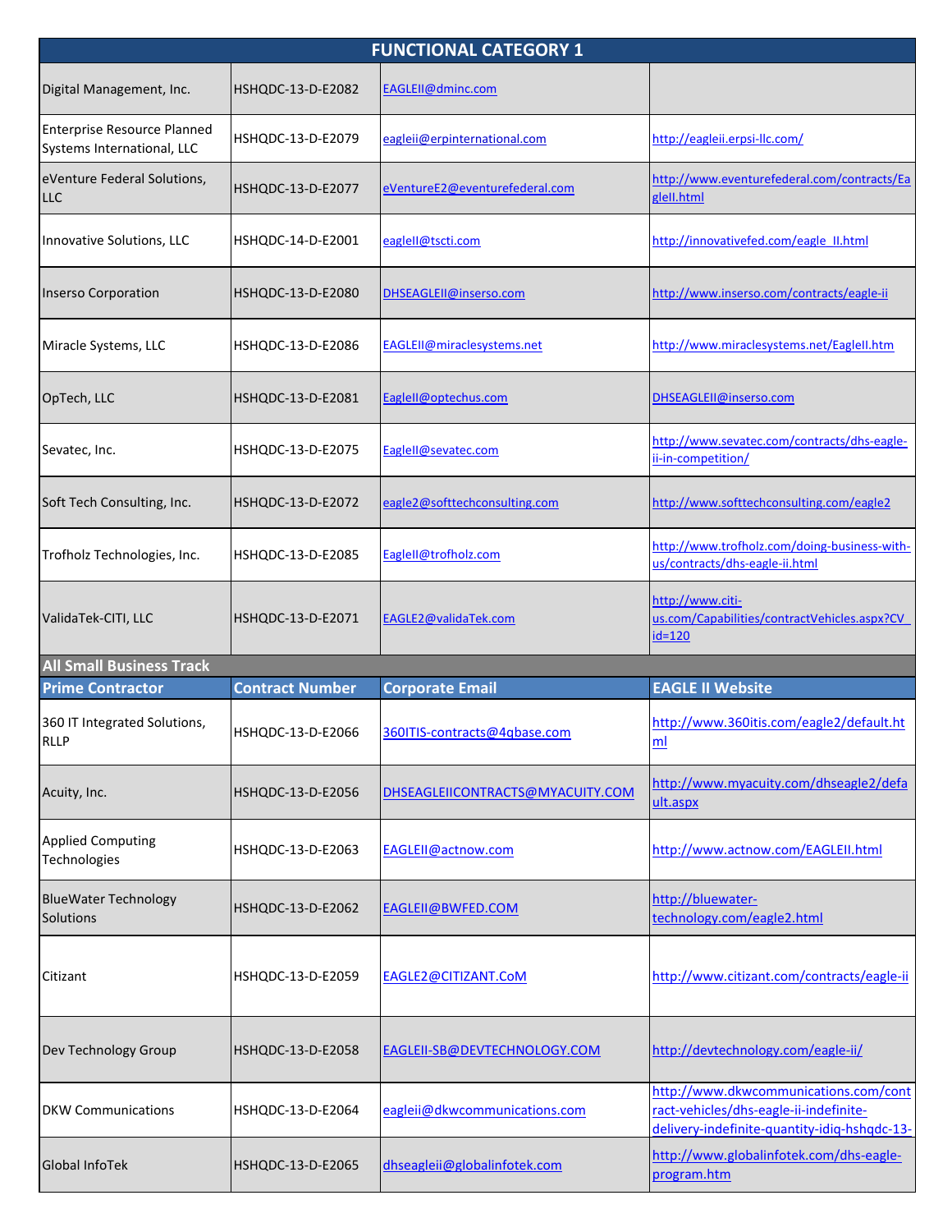| FUNCTIONAL CATEGORY 1 | | | |
|---|---|---|---|
| Digital Management, Inc. | HSHQDC-13-D-E2082 | EAGLEII@dminc.com | |
| Enterprise Resource Planned Systems International, LLC | HSHQDC-13-D-E2079 | eagleii@erpinternational.com | http://eagleii.erpsi-llc.com/ |
| eVenture Federal Solutions, LLC | HSHQDC-13-D-E2077 | eVentureE2@eventurefederal.com | http://www.eventurefederal.com/contracts/EagleII.html |
| Innovative Solutions, LLC | HSHQDC-14-D-E2001 | eagleII@tscti.com | http://innovativefed.com/eagle_II.html |
| Inserso Corporation | HSHQDC-13-D-E2080 | DHSEAGLEII@inserso.com | http://www.inserso.com/contracts/eagle-ii |
| Miracle Systems, LLC | HSHQDC-13-D-E2086 | EAGLEII@miraclesystems.net | http://www.miraclesystems.net/EagleII.htm |
| OpTech, LLC | HSHQDC-13-D-E2081 | EagleII@optechus.com | DHSEAGLEII@inserso.com |
| Sevatec, Inc. | HSHQDC-13-D-E2075 | EagleII@sevatec.com | http://www.sevatec.com/contracts/dhs-eagle-ii-in-competition/ |
| Soft Tech Consulting, Inc. | HSHQDC-13-D-E2072 | eagle2@softtechconsulting.com | http://www.softtechconsulting.com/eagle2 |
| Trofholz Technologies, Inc. | HSHQDC-13-D-E2085 | EagleII@trofholz.com | http://www.trofholz.com/doing-business-with-us/contracts/dhs-eagle-ii.html |
| ValidaTek-CITI, LLC | HSHQDC-13-D-E2071 | EAGLE2@validaTek.com | http://www.citi-us.com/Capabilities/contractVehicles.aspx?CV_id=120 |

**All Small Business Track**

| Prime Contractor | Contract Number | Corporate Email | EAGLE II Website |
|---|---|---|---|
| 360 IT Integrated Solutions, RLLP | HSHQDC-13-D-E2066 | 360ITIS-contracts@4qbase.com | http://www.360itis.com/eagle2/default.html |
| Acuity, Inc. | HSHQDC-13-D-E2056 | DHSEAGLEIICONTRACTS@MYACUITY.COM | http://www.myacuity.com/dhseagle2/default.aspx |
| Applied Computing Technologies | HSHQDC-13-D-E2063 | EAGLEII@actnow.com | http://www.actnow.com/EAGLEII.html |
| BlueWater Technology Solutions | HSHQDC-13-D-E2062 | EAGLEII@BWFED.COM | http://bluewater-technology.com/eagle2.html |
| Citizant | HSHQDC-13-D-E2059 | EAGLE2@CITIZANT.CoM | http://www.citizant.com/contracts/eagle-ii |
| Dev Technology Group | HSHQDC-13-D-E2058 | EAGLEII-SB@DEVTECHNOLOGY.COM | http://devtechnology.com/eagle-ii/ |
| DKW Communications | HSHQDC-13-D-E2064 | eagleii@dkwcommunications.com | http://www.dkwcommunications.com/contract-vehicles/dhs-eagle-ii-indefinite-delivery-indefinite-quantity-idiq-hshqdc-13- |
| Global InfoTek | HSHQDC-13-D-E2065 | dhseagleii@globalinfotek.com | http://www.globalinfotek.com/dhs-eagle-program.htm |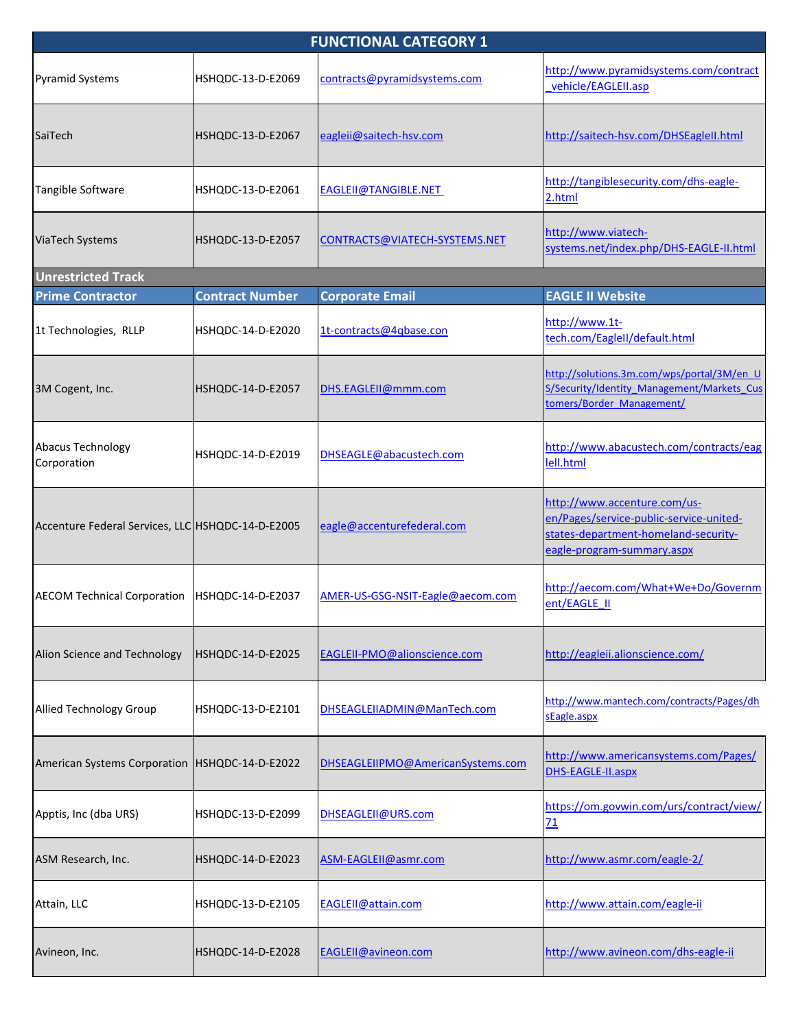| FUNCTIONAL CATEGORY 1 | | | |
|---|---|---|---|
| Pyramid Systems | HSHQDC-13-D-E2069 | contracts@pyramidsystems.com | http://www.pyramidsystems.com/contract_vehicle/EAGLEII.asp |
| SaiTech | HSHQDC-13-D-E2067 | eagleii@saitech-hsv.com | http://saitech-hsv.com/DHSEagleII.html |
| Tangible Software | HSHQDC-13-D-E2061 | EAGLEII@TANGIBLE.NET | http://tangiblesecurity.com/dhs-eagle-2.html |
| ViaTech Systems | HSHQDC-13-D-E2057 | CONTRACTS@VIATECH-SYSTEMS.NET | http://www.viatech-systems.net/index.php/DHS-EAGLE-II.html |
| **Unrestricted Track** | | | |
| **Prime Contractor** | **Contract Number** | **Corporate Email** | **EAGLE II Website** |
| 1t Technologies, RLLP | HSHQDC-14-D-E2020 | 1t-contracts@4qbase.con | http://www.1t-tech.com/EagleII/default.html |
| 3M Cogent, Inc. | HSHQDC-14-D-E2057 | DHS.EAGLEII@mmm.com | http://solutions.3m.com/wps/portal/3M/en_US/Security/Identity_Management/Markets_Customers/Border_Management/ |
| Abacus Technology Corporation | HSHQDC-14-D-E2019 | DHSEAGLE@abacustech.com | http://www.abacustech.com/contracts/eagleII.html |
| Accenture Federal Services, LLC | HSHQDC-14-D-E2005 | eagle@accenturefederal.com | http://www.accenture.com/us-en/Pages/service-public-service-united-states-department-homeland-security-eagle-program-summary.aspx |
| AECOM Technical Corporation | HSHQDC-14-D-E2037 | AMER-US-GSG-NSIT-Eagle@aecom.com | http://aecom.com/What+We+Do/Government/EAGLE_II |
| Alion Science and Technology | HSHQDC-14-D-E2025 | EAGLEII-PMO@alionscience.com | http://eagleii.alionscience.com/ |
| Allied Technology Group | HSHQDC-13-D-E2101 | DHSEAGLEIIADMIN@ManTech.com | http://www.mantech.com/contracts/Pages/dhsEagle.aspx |
| American Systems Corporation | HSHQDC-14-D-E2022 | DHSEAGLEIIPMO@AmericanSystems.com | http://www.americansystems.com/Pages/DHS-EAGLE-II.aspx |
| Apptis, Inc (dba URS) | HSHQDC-13-D-E2099 | DHSEAGLEII@URS.com | https://om.govwin.com/urs/contract/view/71 |
| ASM Research, Inc. | HSHQDC-14-D-E2023 | ASM-EAGLEII@asmr.com | http://www.asmr.com/eagle-2/ |
| Attain, LLC | HSHQDC-13-D-E2105 | EAGLEII@attain.com | http://www.attain.com/eagle-ii |
| Avineon, Inc. | HSHQDC-14-D-E2028 | EAGLEII@avineon.com | http://www.avineon.com/dhs-eagle-ii |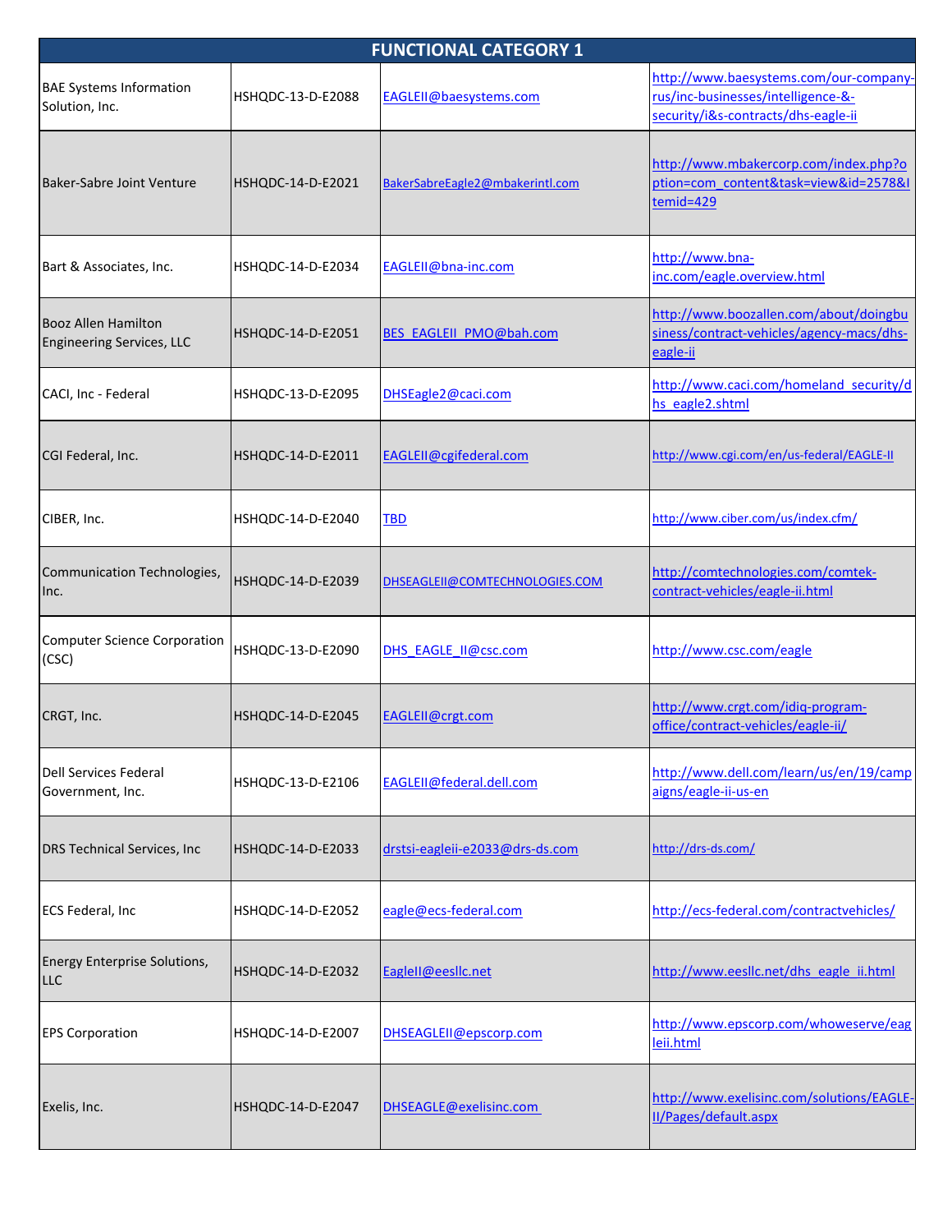| FUNCTIONAL CATEGORY 1 | | | |
|---|---|---|---|
| BAE Systems Information Solution, Inc. | HSHQDC-13-D-E2088 | EAGLEII@baesystems.com | http://www.baesystems.com/our-company-rus/inc-businesses/intelligence-&-security/i&s-contracts/dhs-eagle-ii |
| Baker-Sabre Joint Venture | HSHQDC-14-D-E2021 | BakerSabreEagle2@mbakerintl.com | http://www.mbakercorp.com/index.php?option=com_content&task=view&id=2578&Itemid=429 |
| Bart & Associates, Inc. | HSHQDC-14-D-E2034 | EAGLEII@bna-inc.com | http://www.bna-inc.com/eagle.overview.html |
| Booz Allen Hamilton Engineering Services, LLC | HSHQDC-14-D-E2051 | BES_EAGLEII_PMO@bah.com | http://www.boozallen.com/about/doingbusiness/contract-vehicles/agency-macs/dhs-eagle-ii |
| CACI, Inc - Federal | HSHQDC-13-D-E2095 | DHSEagle2@caci.com | http://www.caci.com/homeland_security/dhs_eagle2.shtml |
| CGI Federal, Inc. | HSHQDC-14-D-E2011 | EAGLEII@cgifederal.com | http://www.cgi.com/en/us-federal/EAGLE-II |
| CIBER, Inc. | HSHQDC-14-D-E2040 | TBD | http://www.ciber.com/us/index.cfm/ |
| Communication Technologies, Inc. | HSHQDC-14-D-E2039 | DHSEAGLEII@COMTECHNOLOGIES.COM | http://comtechnologies.com/comtek-contract-vehicles/eagle-ii.html |
| Computer Science Corporation (CSC) | HSHQDC-13-D-E2090 | DHS_EAGLE_II@csc.com | http://www.csc.com/eagle |
| CRGT, Inc. | HSHQDC-14-D-E2045 | EAGLEII@crgt.com | http://www.crgt.com/idiq-program-office/contract-vehicles/eagle-ii/ |
| Dell Services Federal Government, Inc. | HSHQDC-13-D-E2106 | EAGLEII@federal.dell.com | http://www.dell.com/learn/us/en/19/campaigns/eagle-ii-us-en |
| DRS Technical Services, Inc | HSHQDC-14-D-E2033 | drstsi-eagleii-e2033@drs-ds.com | http://drs-ds.com/ |
| ECS Federal, Inc | HSHQDC-14-D-E2052 | eagle@ecs-federal.com | http://ecs-federal.com/contractvehicles/ |
| Energy Enterprise Solutions, LLC | HSHQDC-14-D-E2032 | EagleII@eesllc.net | http://www.eesllc.net/dhs_eagle_ii.html |
| EPS Corporation | HSHQDC-14-D-E2007 | DHSEAGLEII@epscorp.com | http://www.epscorp.com/whoweserve/eagleii.html |
| Exelis, Inc. | HSHQDC-14-D-E2047 | DHSEAGLE@exelisinc.com | http://www.exelisinc.com/solutions/EAGLE-II/Pages/default.aspx |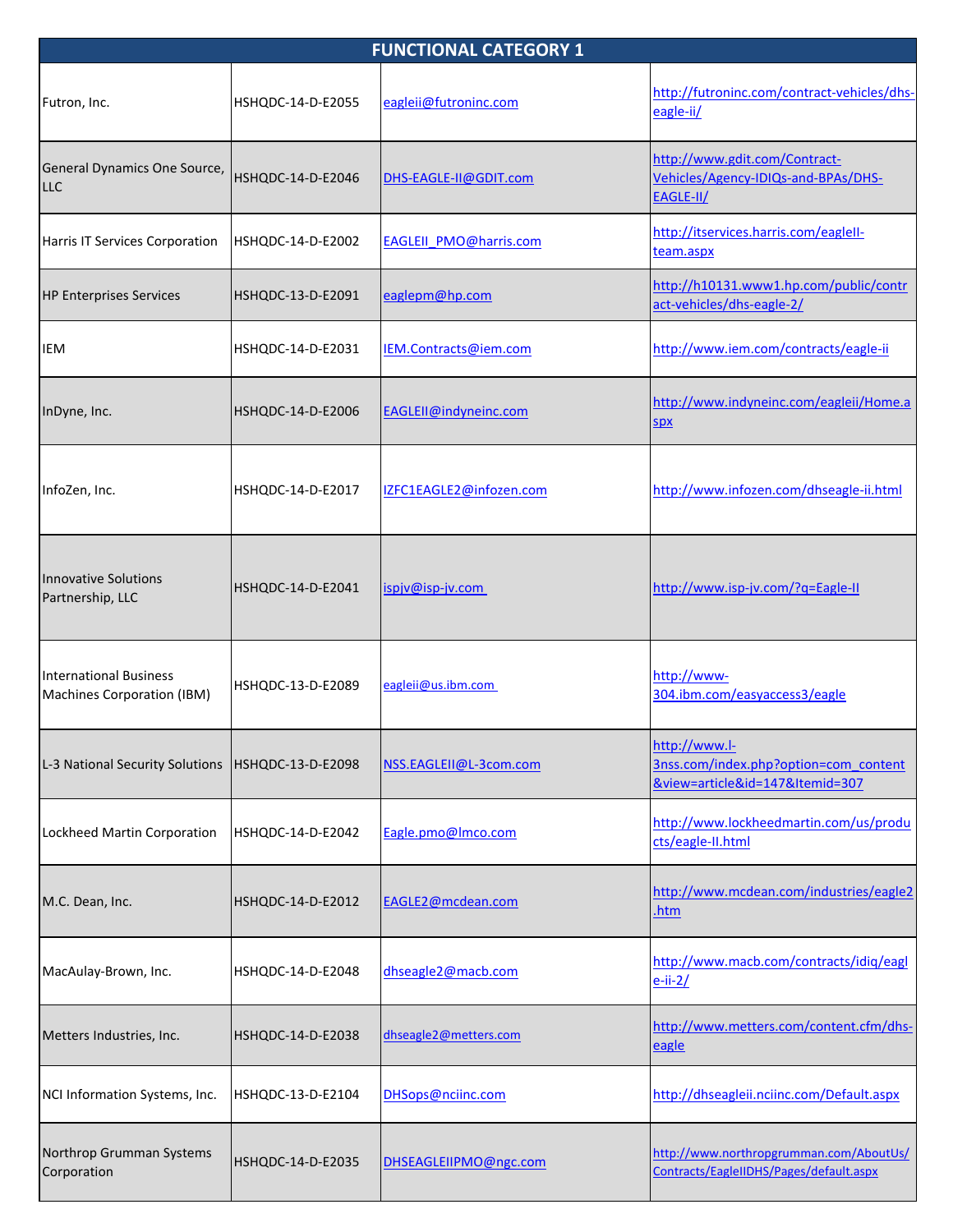| FUNCTIONAL CATEGORY 1 | | | |
|---|---|---|---|
| Futron, Inc. | HSHQDC-14-D-E2055 | eagleii@futroninc.com | http://futroninc.com/contract-vehicles/dhs-eagle-ii/ |
| General Dynamics One Source, LLC | HSHQDC-14-D-E2046 | DHS-EAGLE-II@GDIT.com | http://www.gdit.com/Contract-Vehicles/Agency-IDIQs-and-BPAs/DHS-EAGLE-II/ |
| Harris IT Services Corporation | HSHQDC-14-D-E2002 | EAGLEII_PMO@harris.com | http://itservices.harris.com/eagleII-team.aspx |
| HP Enterprises Services | HSHQDC-13-D-E2091 | eaglepm@hp.com | http://h10131.www1.hp.com/public/contract-vehicles/dhs-eagle-2/ |
| IEM | HSHQDC-14-D-E2031 | IEM.Contracts@iem.com | http://www.iem.com/contracts/eagle-ii |
| InDyne, Inc. | HSHQDC-14-D-E2006 | EAGLEII@indyneinc.com | http://www.indyneinc.com/eagleii/Home.aspx |
| InfoZen, Inc. | HSHQDC-14-D-E2017 | IZFC1EAGLE2@infozen.com | http://www.infozen.com/dhseagle-ii.html |
| Innovative Solutions Partnership, LLC | HSHQDC-14-D-E2041 | ispjv@isp-jv.com | http://www.isp-jv.com/?q=Eagle-II |
| International Business Machines Corporation (IBM) | HSHQDC-13-D-E2089 | eagleii@us.ibm.com | http://www-304.ibm.com/easyaccess3/eagle |
| L-3 National Security Solutions | HSHQDC-13-D-E2098 | NSS.EAGLEII@L-3com.com | http://www.l-3nss.com/index.php?option=com_content&view=article&id=147&Itemid=307 |
| Lockheed Martin Corporation | HSHQDC-14-D-E2042 | Eagle.pmo@lmco.com | http://www.lockheedmartin.com/us/products/eagle-II.html |
| M.C. Dean, Inc. | HSHQDC-14-D-E2012 | EAGLE2@mcdean.com | http://www.mcdean.com/industries/eagle2.htm |
| MacAulay-Brown, Inc. | HSHQDC-14-D-E2048 | dhseagle2@macb.com | http://www.macb.com/contracts/idiq/eagle-ii-2/ |
| Metters Industries, Inc. | HSHQDC-14-D-E2038 | dhseagle2@metters.com | http://www.metters.com/content.cfm/dhs-eagle |
| NCI Information Systems, Inc. | HSHQDC-13-D-E2104 | DHSops@nciinc.com | http://dhseagleii.nciinc.com/Default.aspx |
| Northrop Grumman Systems Corporation | HSHQDC-14-D-E2035 | DHSEAGLEIIPMO@ngc.com | http://www.northropgrumman.com/AboutUs/Contracts/EagleIIDHS/Pages/default.aspx |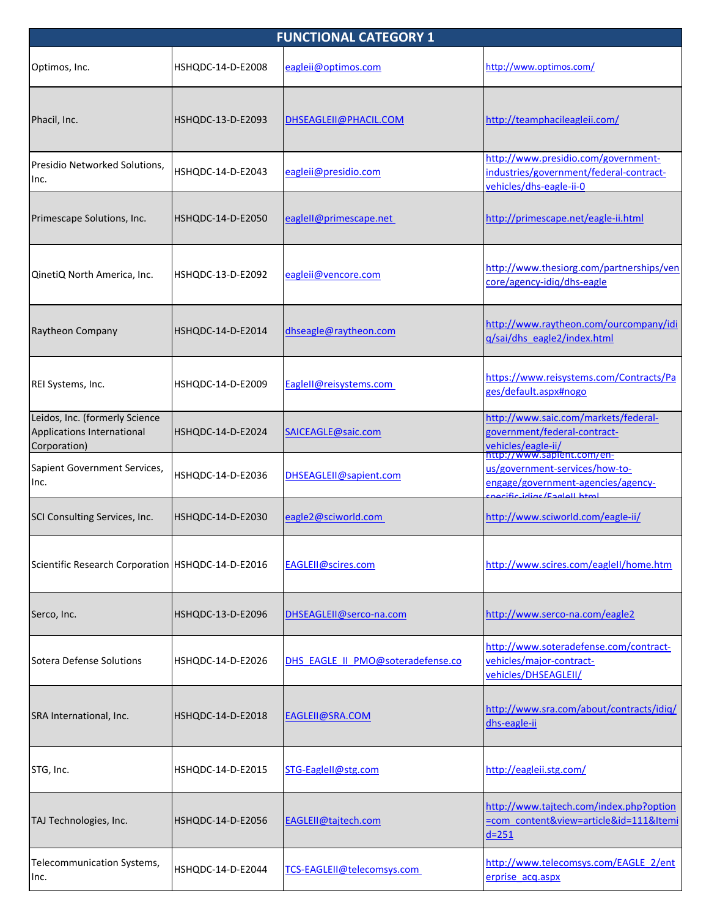| FUNCTIONAL CATEGORY 1 | | | |
|---|---|---|---|
| Optimos, Inc. | HSHQDC-14-D-E2008 | eagleii@optimos.com | http://www.optimos.com/ |
| Phacil, Inc. | HSHQDC-13-D-E2093 | DHSEAGLEII@PHACIL.COM | http://teamphacileagleii.com/ |
| Presidio Networked Solutions, Inc. | HSHQDC-14-D-E2043 | eagleii@presidio.com | http://www.presidio.com/government-industries/government/federal-contract-vehicles/dhs-eagle-ii-0 |
| Primescape Solutions, Inc. | HSHQDC-14-D-E2050 | eagleII@primescape.net | http://primescape.net/eagle-ii.html |
| QinetiQ North America, Inc. | HSHQDC-13-D-E2092 | eagleii@vencore.com | http://www.thesiorg.com/partnerships/vencore/agency-idiq/dhs-eagle |
| Raytheon Company | HSHQDC-14-D-E2014 | dhseagle@raytheon.com | http://www.raytheon.com/ourcompany/idiq/sai/dhs_eagle2/index.html |
| REI Systems, Inc. | HSHQDC-14-D-E2009 | EagleII@reisystems.com | https://www.reisystems.com/Contracts/Pages/default.aspx#nogo |
| Leidos, Inc. (formerly Science Applications International Corporation) | HSHQDC-14-D-E2024 | SAICEAGLE@saic.com | http://www.saic.com/markets/federal-government/federal-contract-vehicles/eagle-ii/ |
| Sapient Government Services, Inc. | HSHQDC-14-D-E2036 | DHSEAGLEII@sapient.com | http://www.sapient.com/en-us/government-services/how-to-engage/government-agencies/agency-specific-idiqs/EagleII.html |
| SCI Consulting Services, Inc. | HSHQDC-14-D-E2030 | eagle2@sciworld.com | http://www.sciworld.com/eagle-ii/ |
| Scientific Research Corporation | HSHQDC-14-D-E2016 | EAGLEII@scires.com | http://www.scires.com/eagleII/home.htm |
| Serco, Inc. | HSHQDC-13-D-E2096 | DHSEAGLEII@serco-na.com | http://www.serco-na.com/eagle2 |
| Sotera Defense Solutions | HSHQDC-14-D-E2026 | DHS_EAGLE_II_PMO@soteradefense.co | http://www.soteradefense.com/contract-vehicles/major-contract-vehicles/DHSEAGLEII/ |
| SRA International, Inc. | HSHQDC-14-D-E2018 | EAGLEII@SRA.COM | http://www.sra.com/about/contracts/idiq/dhs-eagle-ii |
| STG, Inc. | HSHQDC-14-D-E2015 | STG-EagleII@stg.com | http://eagleii.stg.com/ |
| TAJ Technologies, Inc. | HSHQDC-14-D-E2056 | EAGLEII@tajtech.com | http://www.tajtech.com/index.php?option=com_content&view=article&id=111&Itemid=251 |
| Telecommunication Systems, Inc. | HSHQDC-14-D-E2044 | TCS-EAGLEII@telecomsys.com | http://www.telecomsys.com/EAGLE_2/enterprise_acq.aspx |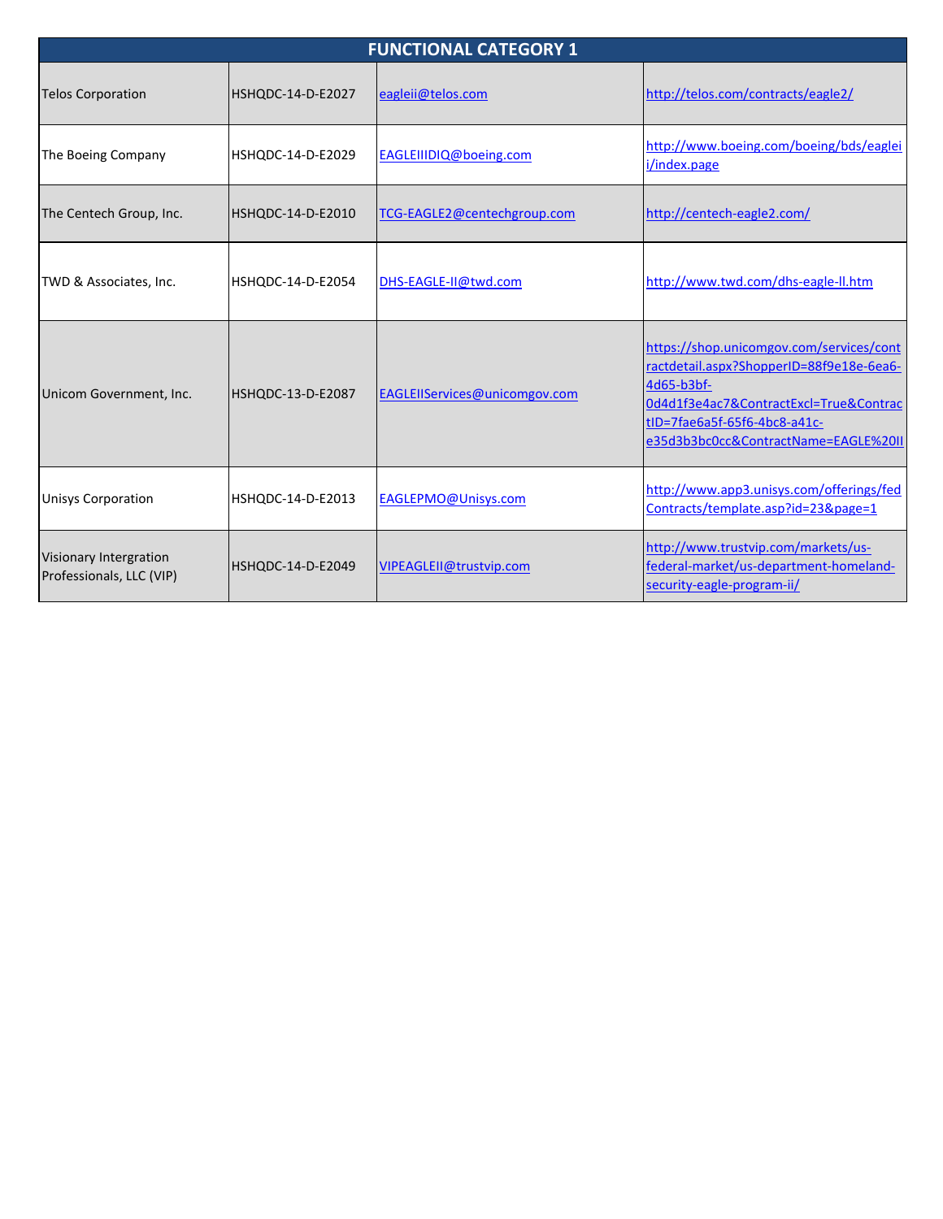| FUNCTIONAL CATEGORY 1 | | | |
|---|---|---|---|
| Telos Corporation | HSHQDC-14-D-E2027 | eagleii@telos.com | http://telos.com/contracts/eagle2/ |
| The Boeing Company | HSHQDC-14-D-E2029 | EAGLEIIIDIQ@boeing.com | http://www.boeing.com/boeing/bds/eaglei i/index.page |
| The Centech Group, Inc. | HSHQDC-14-D-E2010 | TCG-EAGLE2@centechgroup.com | http://centech-eagle2.com/ |
| TWD & Associates, Inc. | HSHQDC-14-D-E2054 | DHS-EAGLE-II@twd.com | http://www.twd.com/dhs-eagle-ll.htm |
| Unicom Government, Inc. | HSHQDC-13-D-E2087 | EAGLEIIServices@unicomgov.com | https://shop.unicomgov.com/services/contractdetail.aspx?ShopperID=88f9e18e-6ea6-4d65-b3bf-0d4d1f3e4ac7&ContractExcl=True&ContractID=7fae6a5f-65f6-4bc8-a41c-e35d3b3bc0cc&ContractName=EAGLE%20II |
| Unisys Corporation | HSHQDC-14-D-E2013 | EAGLEPMO@Unisys.com | http://www.app3.unisys.com/offerings/fedContracts/template.asp?id=23&page=1 |
| Visionary Intergration Professionals, LLC (VIP) | HSHQDC-14-D-E2049 | VIPEAGLEII@trustvip.com | http://www.trustvip.com/markets/us-federal-market/us-department-homeland-security-eagle-program-ii/ |